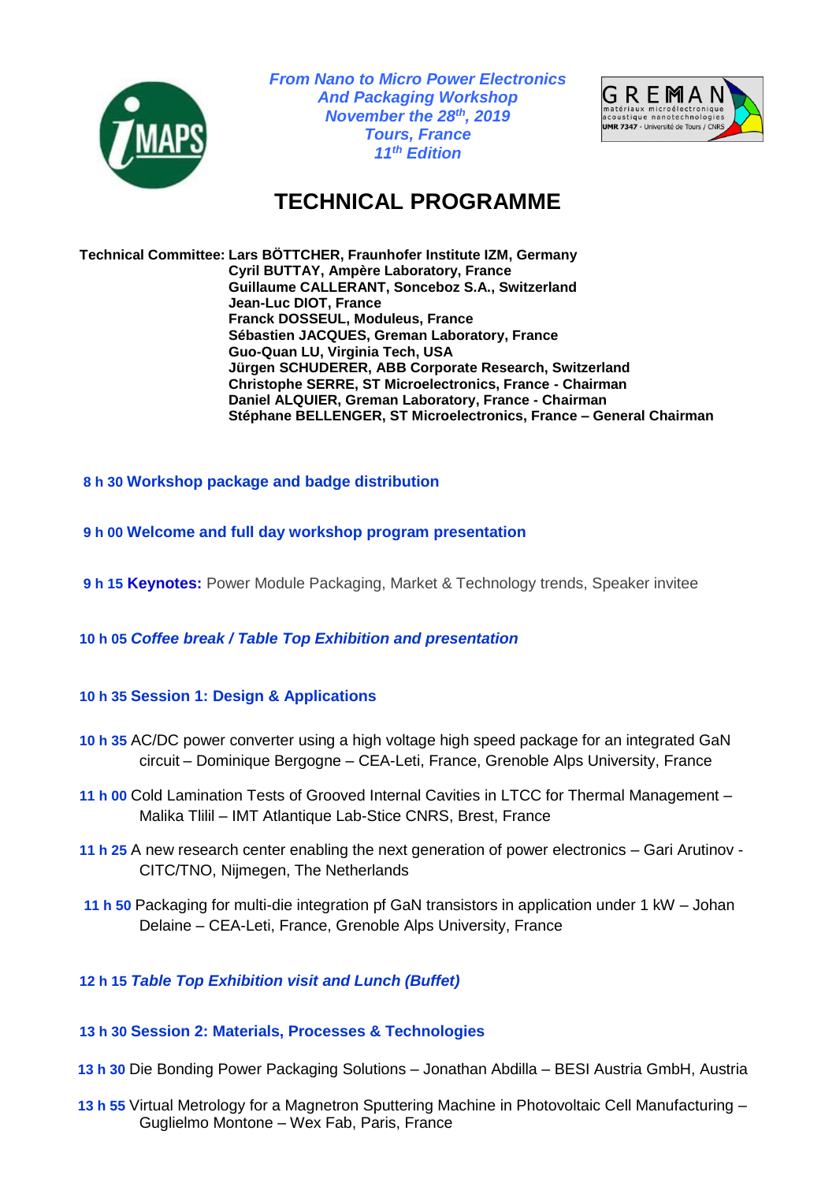*From Nano to Micro Power Electronics*
*And Packaging Workshop*
*November the 28th, 2019*
*Tours, France*
*11th Edition*

# TECHNICAL PROGRAMME

**Technical Committee:** **Lars BÖTTCHER, Fraunhofer Institute IZM, Germany**
**Cyril BUTTAY, Ampère Laboratory, France**
**Guillaume CALLERANT, Sonceboz S.A., Switzerland**
**Jean-Luc DIOT, France**
**Franck DOSSEUL, Moduleus, France**
**Sébastien JACQUES, Greman Laboratory, France**
**Guo-Quan LU, Virginia Tech, USA**
**Jürgen SCHUDERER, ABB Corporate Research, Switzerland**
**Christophe SERRE, ST Microelectronics, France - Chairman**
**Daniel ALQUIER, Greman Laboratory, France - Chairman**
**Stéphane BELLENGER, ST Microelectronics, France – General Chairman**

**8 h 30 Workshop package and badge distribution**

**9 h 00 Welcome and full day workshop program presentation**

**9 h 15 Keynotes:** Power Module Packaging, Market & Technology trends, Speaker invitee

**10 h 05** ***Coffee break / Table Top Exhibition and presentation***

**10 h 35 Session 1: Design & Applications**

**10 h 35** AC/DC power converter using a high voltage high speed package for an integrated GaN circuit – Dominique Bergogne – CEA-Leti, France, Grenoble Alps University, France

**11 h 00** Cold Lamination Tests of Grooved Internal Cavities in LTCC for Thermal Management – Malika Tlilil – IMT Atlantique Lab-Stice CNRS, Brest, France

**11 h 25** A new research center enabling the next generation of power electronics – Gari Arutinov - CITC/TNO, Nijmegen, The Netherlands

**11 h 50** Packaging for multi-die integration pf GaN transistors in application under 1 kW – Johan Delaine – CEA-Leti, France, Grenoble Alps University, France

**12 h 15** ***Table Top Exhibition visit and Lunch (Buffet)***

**13 h 30 Session 2: Materials, Processes & Technologies**

**13 h 30** Die Bonding Power Packaging Solutions – Jonathan Abdilla – BESI Austria GmbH, Austria

**13 h 55** Virtual Metrology for a Magnetron Sputtering Machine in Photovoltaic Cell Manufacturing – Guglielmo Montone – Wex Fab, Paris, France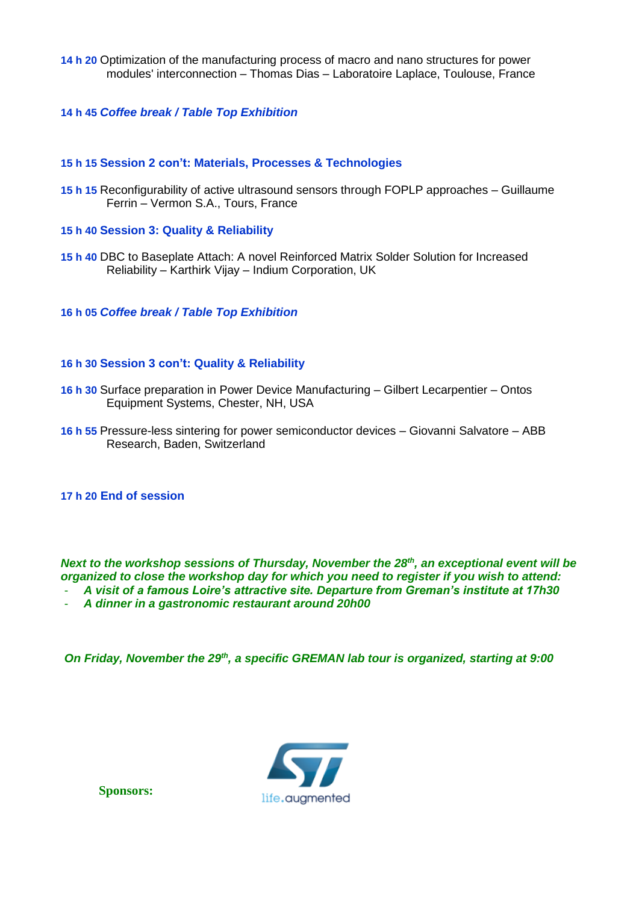**14 h 20** Optimization of the manufacturing process of macro and nano structures for power modules' interconnection – Thomas Dias – Laboratoire Laplace, Toulouse, France

**14 h 45** ***Coffee break / Table Top Exhibition***

**15 h 15 Session 2 con't: Materials, Processes & Technologies**

**15 h 15** Reconfigurability of active ultrasound sensors through FOPLP approaches – Guillaume Ferrin – Vermon S.A., Tours, France

**15 h 40 Session 3: Quality & Reliability**

**15 h 40** DBC to Baseplate Attach: A novel Reinforced Matrix Solder Solution for Increased Reliability – Karthirk Vijay – Indium Corporation, UK

**16 h 05** ***Coffee break / Table Top Exhibition***

**16 h 30 Session 3 con't: Quality & Reliability**

**16 h 30** Surface preparation in Power Device Manufacturing – Gilbert Lecarpentier – Ontos Equipment Systems, Chester, NH, USA

**16 h 55** Pressure-less sintering for power semiconductor devices – Giovanni Salvatore – ABB Research, Baden, Switzerland

**17 h 20 End of session**

***Next to the workshop sessions of Thursday, November the 28th, an exceptional event will be organized to close the workshop day for which you need to register if you wish to attend:***

- ***A visit of a famous Loire's attractive site. Departure from Greman's institute at 17h30***
- ***A dinner in a gastronomic restaurant around 20h00***

***On Friday, November the 29th, a specific GREMAN lab tour is organized, starting at 9:00***

**Sponsors:**

life.augmented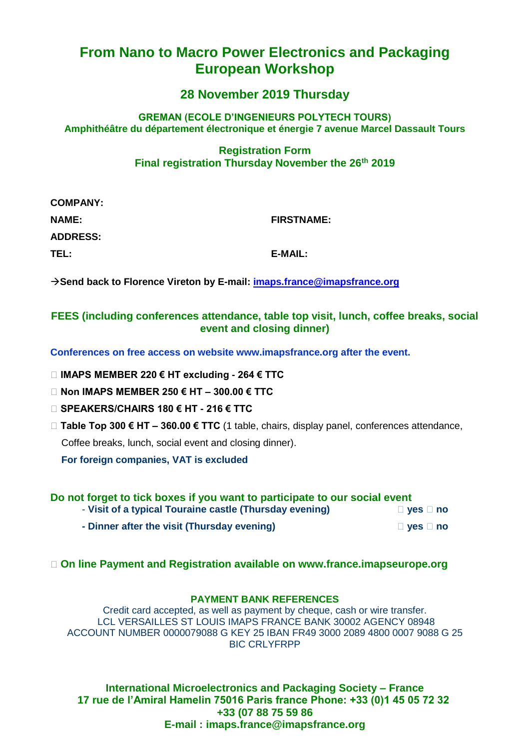# From Nano to Macro Power Electronics and Packaging European Workshop

## 28 November 2019 Thursday

**GREMAN (ECOLE D'INGENIEURS POLYTECH TOURS)**
**Amphithéâtre du département électronique et énergie 7 avenue Marcel Dassault Tours**

**Registration Form**
**Final registration Thursday November the 26th 2019**

**COMPANY:**

**NAME:** **FIRSTNAME:**

**ADDRESS:**

**TEL:** **E-MAIL:**

→**Send back to Florence Vireton by E-mail: imaps.france@imapsfrance.org**

**FEES (including conferences attendance, table top visit, lunch, coffee breaks, social event and closing dinner)**

**Conferences on free access on website www.imapsfrance.org after the event.**

- ☐ **IMAPS MEMBER 220 € HT excluding - 264 € TTC**
- ☐ **Non IMAPS MEMBER 250 € HT – 300.00 € TTC**
- ☐ **SPEAKERS/CHAIRS 180 € HT - 216 € TTC**
- ☐ **Table Top 300 € HT – 360.00 € TTC** (1 table, chairs, display panel, conferences attendance, Coffee breaks, lunch, social event and closing dinner).

**For foreign companies, VAT is excluded**

**Do not forget to tick boxes if you want to participate to our social event**

- **Visit of a typical Touraine castle (Thursday evening)** ☐ **yes** ☐ **no**
- **Dinner after the visit (Thursday evening)** ☐ **yes** ☐ **no**

☐ **On line Payment and Registration available on www.france.imapseurope.org**

**PAYMENT BANK REFERENCES**

Credit card accepted, as well as payment by cheque, cash or wire transfer.
LCL VERSAILLES ST LOUIS IMAPS FRANCE BANK 30002 AGENCY 08948
ACCOUNT NUMBER 0000079088 G KEY 25 IBAN FR49 3000 2089 4800 0007 9088 G 25
BIC CRLYFRPP

**International Microelectronics and Packaging Society – France**
**17 rue de l'Amiral Hamelin 75016 Paris france Phone: +33 (0)1 45 05 72 32**
**+33 (07 88 75 59 86**
**E-mail : imaps.france@imapsfrance.org**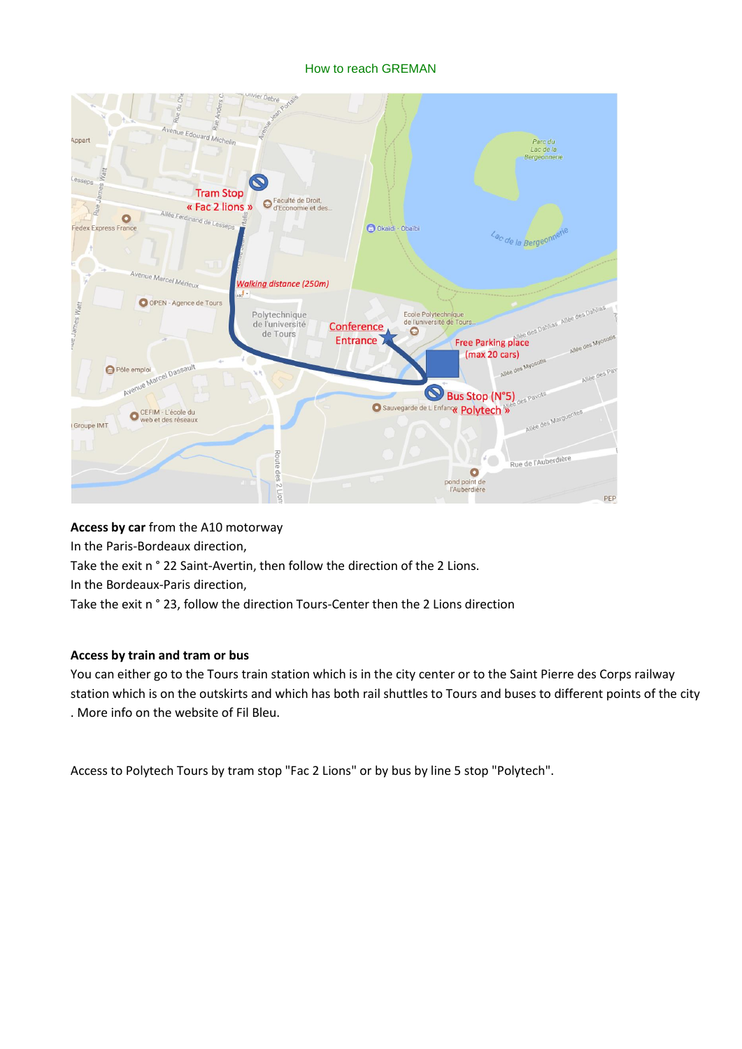How to reach GREMAN

Tram Stop
« Fac 2 lions »

Walking distance (250m)

Conference
Entrance

Free Parking place
(max 20 cars)

Bus Stop (N°5)
« Polytech »

**Access by car** from the A10 motorway
In the Paris-Bordeaux direction,
Take the exit n ° 22 Saint-Avertin, then follow the direction of the 2 Lions.
In the Bordeaux-Paris direction,
Take the exit n ° 23, follow the direction Tours-Center then the 2 Lions direction

**Access by train and tram or bus**
You can either go to the Tours train station which is in the city center or to the Saint Pierre des Corps railway station which is on the outskirts and which has both rail shuttles to Tours and buses to different points of the city . More info on the website of Fil Bleu.

Access to Polytech Tours by tram stop "Fac 2 Lions" or by bus by line 5 stop "Polytech".